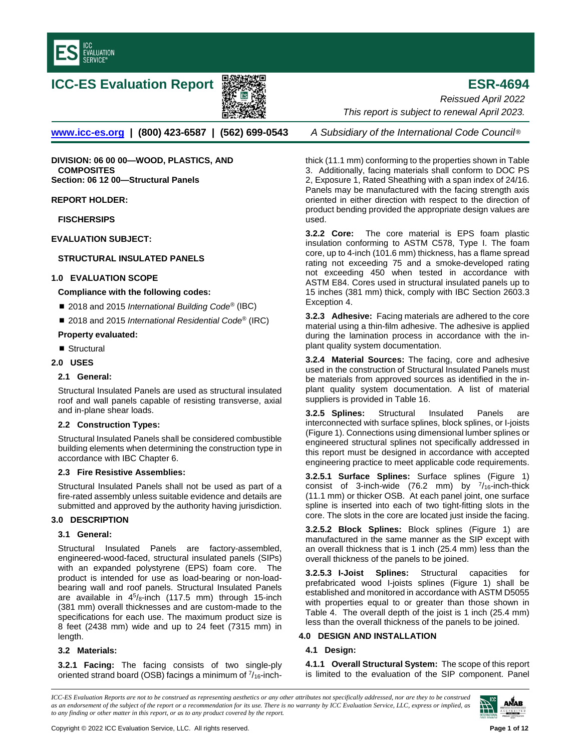# ICC-ES Evaluation Report

# ESR-4694

*Reissued April 2022*

*This report is subject to renewal April 2023.*

www.icc-es.org | (800) 423-6587 | (562) 699-0543 *A Subsidiary of the International Code Council®*

**DIVISION: 06 00 00—WOOD, PLASTICS, AND COMPOSITES**
**Section: 06 12 00—Structural Panels**

**REPORT HOLDER:**

**FISCHERSIPS**

**EVALUATION SUBJECT:**

**STRUCTURAL INSULATED PANELS**

## 1.0 EVALUATION SCOPE

**Compliance with the following codes:**

- 2018 and 2015 *International Building Code®* (IBC)
- 2018 and 2015 *International Residential Code®* (IRC)

**Property evaluated:**

- Structural

## 2.0 USES

### 2.1 General:

Structural Insulated Panels are used as structural insulated roof and wall panels capable of resisting transverse, axial and in-plane shear loads.

### 2.2 Construction Types:

Structural Insulated Panels shall be considered combustible building elements when determining the construction type in accordance with IBC Chapter 6.

### 2.3 Fire Resistive Assemblies:

Structural Insulated Panels shall not be used as part of a fire-rated assembly unless suitable evidence and details are submitted and approved by the authority having jurisdiction.

## 3.0 DESCRIPTION

### 3.1 General:

Structural Insulated Panels are factory-assembled, engineered-wood-faced, structural insulated panels (SIPs) with an expanded polystyrene (EPS) foam core. The product is intended for use as load-bearing or non-load-bearing wall and roof panels. Structural Insulated Panels are available in 4⁵/₈-inch (117.5 mm) through 15-inch (381 mm) overall thicknesses and are custom-made to the specifications for each use. The maximum product size is 8 feet (2438 mm) wide and up to 24 feet (7315 mm) in length.

### 3.2 Materials:

**3.2.1 Facing:** The facing consists of two single-ply oriented strand board (OSB) facings a minimum of ⁷/₁₆-inch-thick (11.1 mm) conforming to the properties shown in Table 3. Additionally, facing materials shall conform to DOC PS 2, Exposure 1, Rated Sheathing with a span index of 24/16. Panels may be manufactured with the facing strength axis oriented in either direction with respect to the direction of product bending provided the appropriate design values are used.

**3.2.2 Core:** The core material is EPS foam plastic insulation conforming to ASTM C578, Type I. The foam core, up to 4-inch (101.6 mm) thickness, has a flame spread rating not exceeding 75 and a smoke-developed rating not exceeding 450 when tested in accordance with ASTM E84. Cores used in structural insulated panels up to 15 inches (381 mm) thick, comply with IBC Section 2603.3 Exception 4.

**3.2.3 Adhesive:** Facing materials are adhered to the core material using a thin-film adhesive. The adhesive is applied during the lamination process in accordance with the in-plant quality system documentation.

**3.2.4 Material Sources:** The facing, core and adhesive used in the construction of Structural Insulated Panels must be materials from approved sources as identified in the in-plant quality system documentation. A list of material suppliers is provided in Table 16.

**3.2.5 Splines:** Structural Insulated Panels are interconnected with surface splines, block splines, or I-joists (Figure 1). Connections using dimensional lumber splines or engineered structural splines not specifically addressed in this report must be designed in accordance with accepted engineering practice to meet applicable code requirements.

**3.2.5.1 Surface Splines:** Surface splines (Figure 1) consist of 3-inch-wide (76.2 mm) by ⁷/₁₆-inch-thick (11.1 mm) or thicker OSB. At each panel joint, one surface spline is inserted into each of two tight-fitting slots in the core. The slots in the core are located just inside the facing.

**3.2.5.2 Block Splines:** Block splines (Figure 1) are manufactured in the same manner as the SIP except with an overall thickness that is 1 inch (25.4 mm) less than the overall thickness of the panels to be joined.

**3.2.5.3 I-Joist Splines:** Structural capacities for prefabricated wood I-joists splines (Figure 1) shall be established and monitored in accordance with ASTM D5055 with properties equal to or greater than those shown in Table 4. The overall depth of the joist is 1 inch (25.4 mm) less than the overall thickness of the panels to be joined.

## 4.0 DESIGN AND INSTALLATION

### 4.1 Design:

**4.1.1 Overall Structural System:** The scope of this report is limited to the evaluation of the SIP component. Panel

*ICC-ES Evaluation Reports are not to be construed as representing aesthetics or any other attributes not specifically addressed, nor are they to be construed as an endorsement of the subject of the report or a recommendation for its use. There is no warranty by ICC Evaluation Service, LLC, express or implied, as to any finding or other matter in this report, or as to any product covered by the report.*

Copyright © 2022 ICC Evaluation Service, LLC. All rights reserved.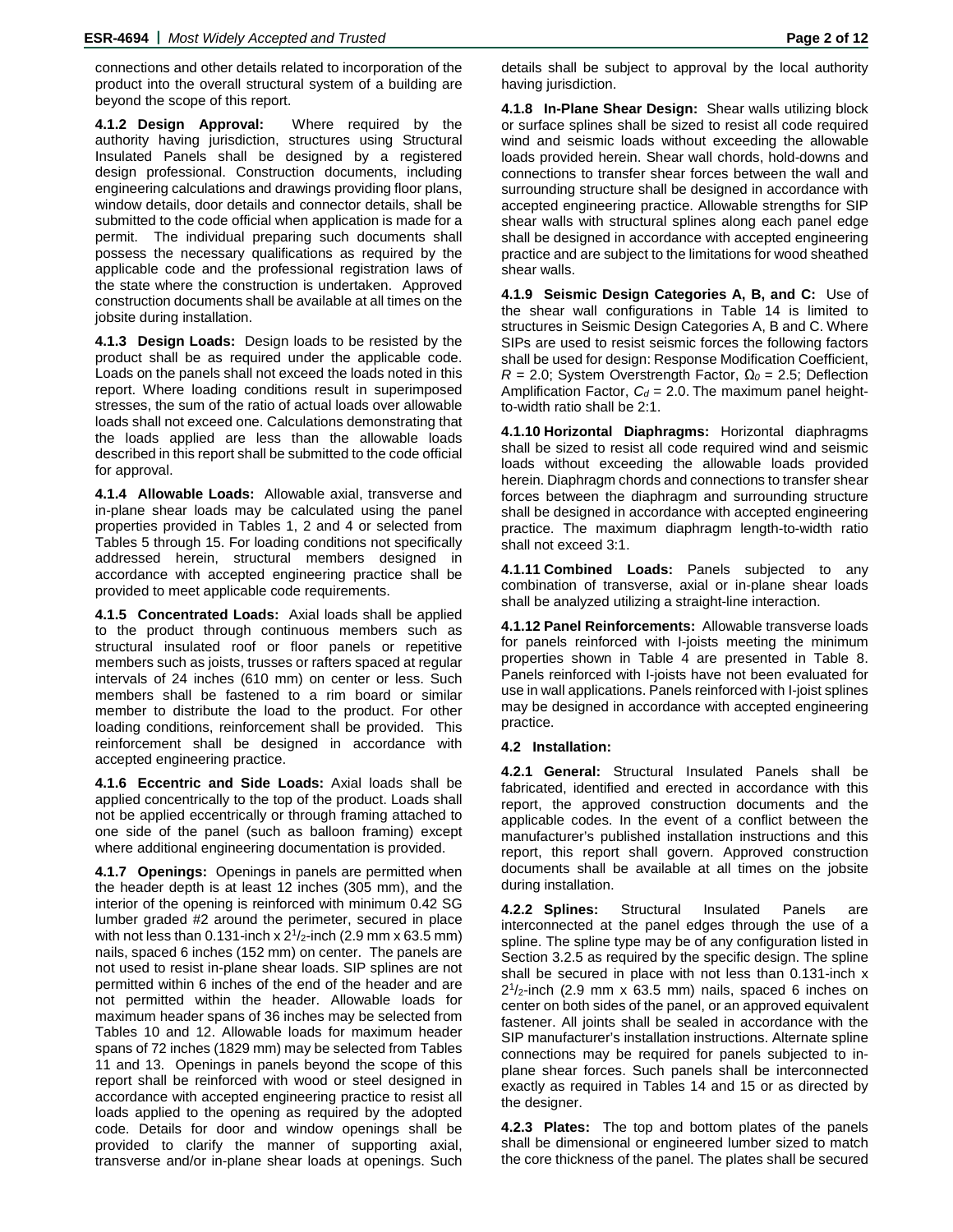connections and other details related to incorporation of the product into the overall structural system of a building are beyond the scope of this report.

**4.1.2 Design Approval:** Where required by the authority having jurisdiction, structures using Structural Insulated Panels shall be designed by a registered design professional. Construction documents, including engineering calculations and drawings providing floor plans, window details, door details and connector details, shall be submitted to the code official when application is made for a permit. The individual preparing such documents shall possess the necessary qualifications as required by the applicable code and the professional registration laws of the state where the construction is undertaken. Approved construction documents shall be available at all times on the jobsite during installation.

**4.1.3 Design Loads:** Design loads to be resisted by the product shall be as required under the applicable code. Loads on the panels shall not exceed the loads noted in this report. Where loading conditions result in superimposed stresses, the sum of the ratio of actual loads over allowable loads shall not exceed one. Calculations demonstrating that the loads applied are less than the allowable loads described in this report shall be submitted to the code official for approval.

**4.1.4 Allowable Loads:** Allowable axial, transverse and in-plane shear loads may be calculated using the panel properties provided in Tables 1, 2 and 4 or selected from Tables 5 through 15. For loading conditions not specifically addressed herein, structural members designed in accordance with accepted engineering practice shall be provided to meet applicable code requirements.

**4.1.5 Concentrated Loads:** Axial loads shall be applied to the product through continuous members such as structural insulated roof or floor panels or repetitive members such as joists, trusses or rafters spaced at regular intervals of 24 inches (610 mm) on center or less. Such members shall be fastened to a rim board or similar member to distribute the load to the product. For other loading conditions, reinforcement shall be provided. This reinforcement shall be designed in accordance with accepted engineering practice.

**4.1.6 Eccentric and Side Loads:** Axial loads shall be applied concentrically to the top of the product. Loads shall not be applied eccentrically or through framing attached to one side of the panel (such as balloon framing) except where additional engineering documentation is provided.

**4.1.7 Openings:** Openings in panels are permitted when the header depth is at least 12 inches (305 mm), and the interior of the opening is reinforced with minimum 0.42 SG lumber graded #2 around the perimeter, secured in place with not less than 0.131-inch x 2$^1/_2$-inch (2.9 mm x 63.5 mm) nails, spaced 6 inches (152 mm) on center. The panels are not used to resist in-plane shear loads. SIP splines are not permitted within 6 inches of the end of the header and are not permitted within the header. Allowable loads for maximum header spans of 36 inches may be selected from Tables 10 and 12. Allowable loads for maximum header spans of 72 inches (1829 mm) may be selected from Tables 11 and 13. Openings in panels beyond the scope of this report shall be reinforced with wood or steel designed in accordance with accepted engineering practice to resist all loads applied to the opening as required by the adopted code. Details for door and window openings shall be provided to clarify the manner of supporting axial, transverse and/or in-plane shear loads at openings. Such details shall be subject to approval by the local authority having jurisdiction.

**4.1.8 In-Plane Shear Design:** Shear walls utilizing block or surface splines shall be sized to resist all code required wind and seismic loads without exceeding the allowable loads provided herein. Shear wall chords, hold-downs and connections to transfer shear forces between the wall and surrounding structure shall be designed in accordance with accepted engineering practice. Allowable strengths for SIP shear walls with structural splines along each panel edge shall be designed in accordance with accepted engineering practice and are subject to the limitations for wood sheathed shear walls.

**4.1.9 Seismic Design Categories A, B, and C:** Use of the shear wall configurations in Table 14 is limited to structures in Seismic Design Categories A, B and C. Where SIPs are used to resist seismic forces the following factors shall be used for design: Response Modification Coefficient, $R$ = 2.0; System Overstrength Factor, $\Omega_o$ = 2.5; Deflection Amplification Factor, $C_d$ = 2.0. The maximum panel height-to-width ratio shall be 2:1.

**4.1.10 Horizontal Diaphragms:** Horizontal diaphragms shall be sized to resist all code required wind and seismic loads without exceeding the allowable loads provided herein. Diaphragm chords and connections to transfer shear forces between the diaphragm and surrounding structure shall be designed in accordance with accepted engineering practice. The maximum diaphragm length-to-width ratio shall not exceed 3:1.

**4.1.11 Combined Loads:** Panels subjected to any combination of transverse, axial or in-plane shear loads shall be analyzed utilizing a straight-line interaction.

**4.1.12 Panel Reinforcements:** Allowable transverse loads for panels reinforced with I-joists meeting the minimum properties shown in Table 4 are presented in Table 8. Panels reinforced with I-joists have not been evaluated for use in wall applications. Panels reinforced with I-joist splines may be designed in accordance with accepted engineering practice.

### 4.2 Installation:

**4.2.1 General:** Structural Insulated Panels shall be fabricated, identified and erected in accordance with this report, the approved construction documents and the applicable codes. In the event of a conflict between the manufacturer's published installation instructions and this report, this report shall govern. Approved construction documents shall be available at all times on the jobsite during installation.

**4.2.2 Splines:** Structural Insulated Panels are interconnected at the panel edges through the use of a spline. The spline type may be of any configuration listed in Section 3.2.5 as required by the specific design. The spline shall be secured in place with not less than 0.131-inch x 2$^1/_2$-inch (2.9 mm x 63.5 mm) nails, spaced 6 inches on center on both sides of the panel, or an approved equivalent fastener. All joints shall be sealed in accordance with the SIP manufacturer's installation instructions. Alternate spline connections may be required for panels subjected to in-plane shear forces. Such panels shall be interconnected exactly as required in Tables 14 and 15 or as directed by the designer.

**4.2.3 Plates:** The top and bottom plates of the panels shall be dimensional or engineered lumber sized to match the core thickness of the panel. The plates shall be secured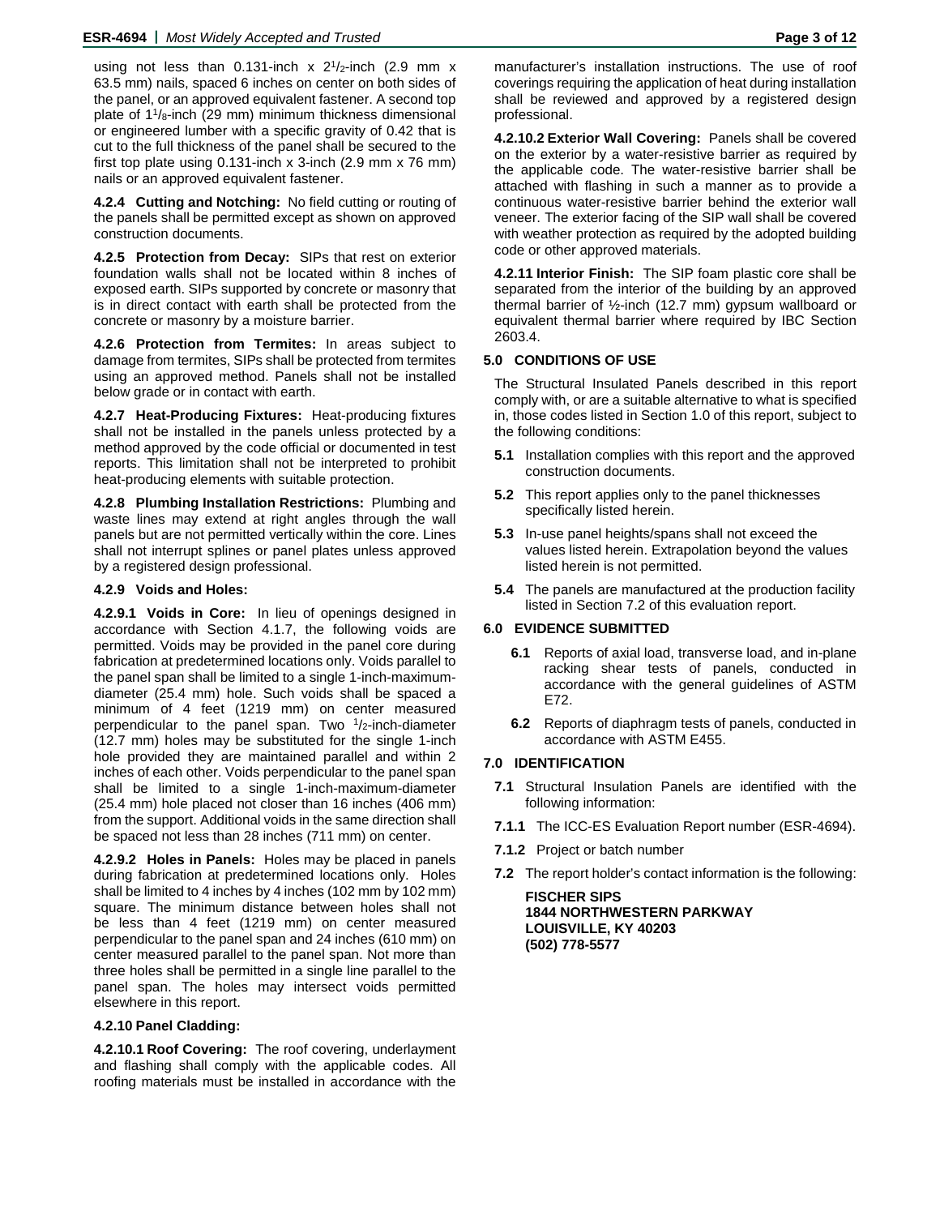using not less than 0.131-inch x 2[1]/[2]-inch (2.9 mm x 63.5 mm) nails, spaced 6 inches on center on both sides of the panel, or an approved equivalent fastener. A second top plate of 1[1]/[8]-inch (29 mm) minimum thickness dimensional or engineered lumber with a specific gravity of 0.42 that is cut to the full thickness of the panel shall be secured to the first top plate using 0.131-inch x 3-inch (2.9 mm x 76 mm) nails or an approved equivalent fastener.

**4.2.4 Cutting and Notching:** No field cutting or routing of the panels shall be permitted except as shown on approved construction documents.

**4.2.5 Protection from Decay:** SIPs that rest on exterior foundation walls shall not be located within 8 inches of exposed earth. SIPs supported by concrete or masonry that is in direct contact with earth shall be protected from the concrete or masonry by a moisture barrier.

**4.2.6 Protection from Termites:** In areas subject to damage from termites, SIPs shall be protected from termites using an approved method. Panels shall not be installed below grade or in contact with earth.

**4.2.7 Heat-Producing Fixtures:** Heat-producing fixtures shall not be installed in the panels unless protected by a method approved by the code official or documented in test reports. This limitation shall not be interpreted to prohibit heat-producing elements with suitable protection.

**4.2.8 Plumbing Installation Restrictions:** Plumbing and waste lines may extend at right angles through the wall panels but are not permitted vertically within the core. Lines shall not interrupt splines or panel plates unless approved by a registered design professional.

**4.2.9 Voids and Holes:**

**4.2.9.1 Voids in Core:** In lieu of openings designed in accordance with Section 4.1.7, the following voids are permitted. Voids may be provided in the panel core during fabrication at predetermined locations only. Voids parallel to the panel span shall be limited to a single 1-inch-maximum-diameter (25.4 mm) hole. Such voids shall be spaced a minimum of 4 feet (1219 mm) on center measured perpendicular to the panel span. Two [1]/[2]-inch-diameter (12.7 mm) holes may be substituted for the single 1-inch hole provided they are maintained parallel and within 2 inches of each other. Voids perpendicular to the panel span shall be limited to a single 1-inch-maximum-diameter (25.4 mm) hole placed not closer than 16 inches (406 mm) from the support. Additional voids in the same direction shall be spaced not less than 28 inches (711 mm) on center.

**4.2.9.2 Holes in Panels:** Holes may be placed in panels during fabrication at predetermined locations only. Holes shall be limited to 4 inches by 4 inches (102 mm by 102 mm) square. The minimum distance between holes shall not be less than 4 feet (1219 mm) on center measured perpendicular to the panel span and 24 inches (610 mm) on center measured parallel to the panel span. Not more than three holes shall be permitted in a single line parallel to the panel span. The holes may intersect voids permitted elsewhere in this report.

**4.2.10 Panel Cladding:**

**4.2.10.1 Roof Covering:** The roof covering, underlayment and flashing shall comply with the applicable codes. All roofing materials must be installed in accordance with the manufacturer's installation instructions. The use of roof coverings requiring the application of heat during installation shall be reviewed and approved by a registered design professional.

**4.2.10.2 Exterior Wall Covering:** Panels shall be covered on the exterior by a water-resistive barrier as required by the applicable code. The water-resistive barrier shall be attached with flashing in such a manner as to provide a continuous water-resistive barrier behind the exterior wall veneer. The exterior facing of the SIP wall shall be covered with weather protection as required by the adopted building code or other approved materials.

**4.2.11 Interior Finish:** The SIP foam plastic core shall be separated from the interior of the building by an approved thermal barrier of ½-inch (12.7 mm) gypsum wallboard or equivalent thermal barrier where required by IBC Section 2603.4.

## 5.0 CONDITIONS OF USE

The Structural Insulated Panels described in this report comply with, or are a suitable alternative to what is specified in, those codes listed in Section 1.0 of this report, subject to the following conditions:

**5.1** Installation complies with this report and the approved construction documents.

**5.2** This report applies only to the panel thicknesses specifically listed herein.

**5.3** In-use panel heights/spans shall not exceed the values listed herein. Extrapolation beyond the values listed herein is not permitted.

**5.4** The panels are manufactured at the production facility listed in Section 7.2 of this evaluation report.

## 6.0 EVIDENCE SUBMITTED

**6.1** Reports of axial load, transverse load, and in-plane racking shear tests of panels, conducted in accordance with the general guidelines of ASTM E72.

**6.2** Reports of diaphragm tests of panels, conducted in accordance with ASTM E455.

## 7.0 IDENTIFICATION

**7.1** Structural Insulation Panels are identified with the following information:

**7.1.1** The ICC-ES Evaluation Report number (ESR-4694).

**7.1.2** Project or batch number

**7.2** The report holder's contact information is the following:

**FISCHER SIPS**
**1844 NORTHWESTERN PARKWAY**
**LOUISVILLE, KY 40203**
**(502) 778-5577**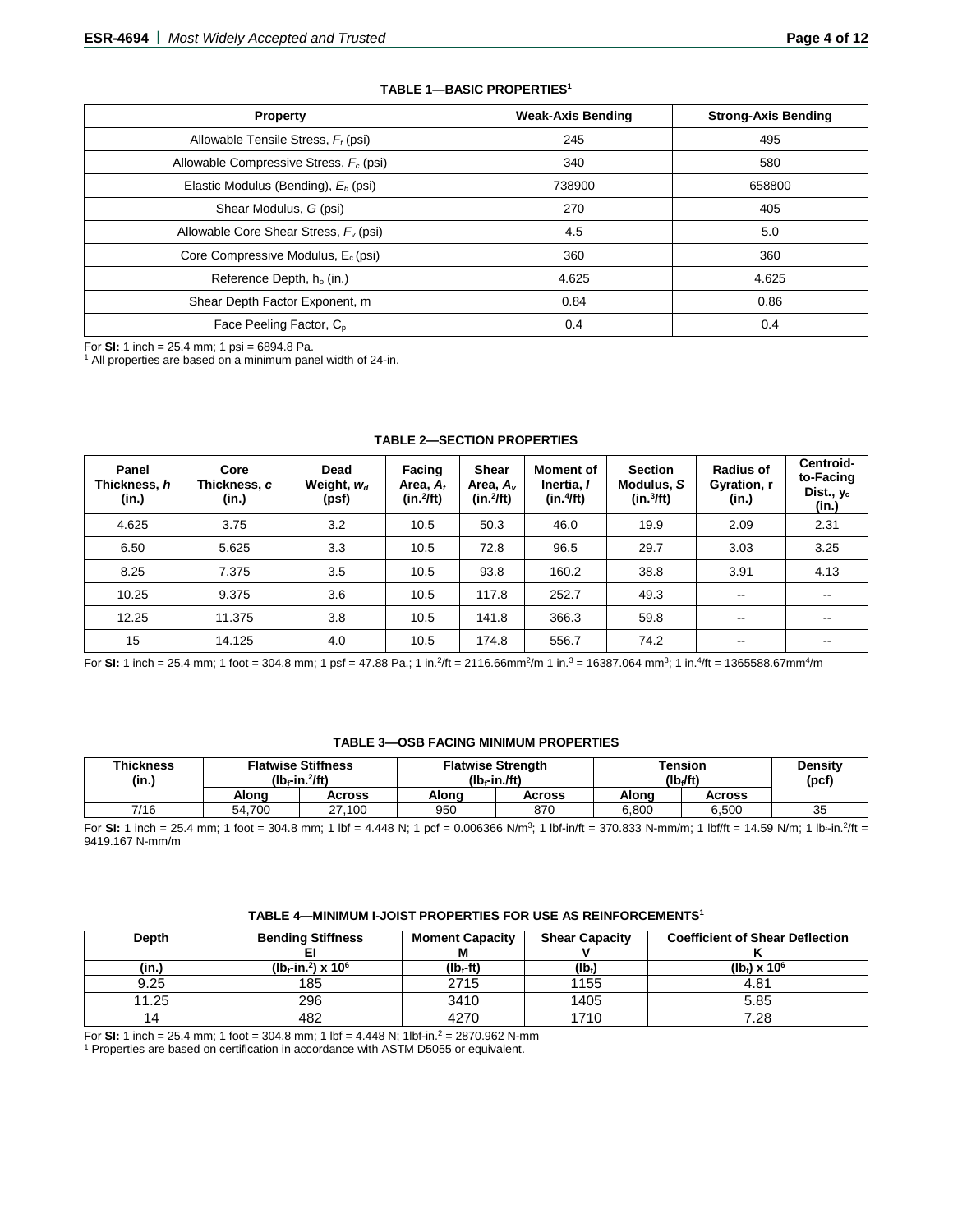**TABLE 1—BASIC PROPERTIES[1]**

| Property | Weak-Axis Bending | Strong-Axis Bending |
|---|---|---|
| Allowable Tensile Stress, $F_t$ (psi) | 245 | 495 |
| Allowable Compressive Stress, $F_c$ (psi) | 340 | 580 |
| Elastic Modulus (Bending), $E_b$ (psi) | 738900 | 658800 |
| Shear Modulus, G (psi) | 270 | 405 |
| Allowable Core Shear Stress, $F_v$ (psi) | 4.5 | 5.0 |
| Core Compressive Modulus, $E_c$ (psi) | 360 | 360 |
| Reference Depth, $h_o$ (in.) | 4.625 | 4.625 |
| Shear Depth Factor Exponent, m | 0.84 | 0.86 |
| Face Peeling Factor, $C_p$ | 0.4 | 0.4 |

For **SI:** 1 inch = 25.4 mm; 1 psi = 6894.8 Pa.
[1] All properties are based on a minimum panel width of 24-in.

**TABLE 2—SECTION PROPERTIES**

| Panel Thickness, *h* (in.) | Core Thickness, *c* (in.) | Dead Weight, $w_d$ (psf) | Facing Area, $A_f$ (in.$^2$/ft) | Shear Area, $A_v$ (in.$^2$/ft) | Moment of Inertia, *I* (in.$^4$/ft) | Section Modulus, *S* (in.$^3$/ft) | Radius of Gyration, r (in.) | Centroid-to-Facing Dist., $y_c$ (in.) |
|---|---|---|---|---|---|---|---|---|
| 4.625 | 3.75 | 3.2 | 10.5 | 50.3 | 46.0 | 19.9 | 2.09 | 2.31 |
| 6.50 | 5.625 | 3.3 | 10.5 | 72.8 | 96.5 | 29.7 | 3.03 | 3.25 |
| 8.25 | 7.375 | 3.5 | 10.5 | 93.8 | 160.2 | 38.8 | 3.91 | 4.13 |
| 10.25 | 9.375 | 3.6 | 10.5 | 117.8 | 252.7 | 49.3 | -- | -- |
| 12.25 | 11.375 | 3.8 | 10.5 | 141.8 | 366.3 | 59.8 | -- | -- |
| 15 | 14.125 | 4.0 | 10.5 | 174.8 | 556.7 | 74.2 | -- | -- |

For **SI:** 1 inch = 25.4 mm; 1 foot = 304.8 mm; 1 psf = 47.88 Pa.; 1 in.$^2$/ft = 2116.66mm$^2$/m 1 in.$^3$ = 16387.064 mm$^3$; 1 in.$^4$/ft = 1365588.67mm$^4$/m

**TABLE 3—OSB FACING MINIMUM PROPERTIES**

| Thickness (in.) | Flatwise Stiffness ($lb_f$-in.$^2$/ft) | | Flatwise Strength ($lb_f$-in./ft) | | Tension ($lb_f$/ft) | | Density (pcf) |
|---|---|---|---|---|---|---|---|
| | Along | Across | Along | Across | Along | Across | |
| 7/16 | 54,700 | 27,100 | 950 | 870 | 6,800 | 6,500 | 35 |

For **SI:** 1 inch = 25.4 mm; 1 foot = 304.8 mm; 1 lbf = 4.448 N; 1 pcf = 0.006366 N/m$^3$; 1 lbf-in/ft = 370.833 N-mm/m; 1 lbf/ft = 14.59 N/m; 1 $lb_f$-in.$^2$/ft = 9419.167 N-mm/m

**TABLE 4—MINIMUM I-JOIST PROPERTIES FOR USE AS REINFORCEMENTS[1]**

| Depth | Bending Stiffness EI | Moment Capacity M | Shear Capacity V | Coefficient of Shear Deflection K |
|---|---|---|---|---|
| (in.) | ($lb_f$-in.$^2$) x $10^6$ | ($lb_f$-ft) | ($lb_f$) | ($lb_f$) x $10^6$ |
| 9.25 | 185 | 2715 | 1155 | 4.81 |
| 11.25 | 296 | 3410 | 1405 | 5.85 |
| 14 | 482 | 4270 | 1710 | 7.28 |

For **SI:** 1 inch = 25.4 mm; 1 foot = 304.8 mm; 1 lbf = 4.448 N; 1lbf-in.$^2$ = 2870.962 N-mm
[1] Properties are based on certification in accordance with ASTM D5055 or equivalent.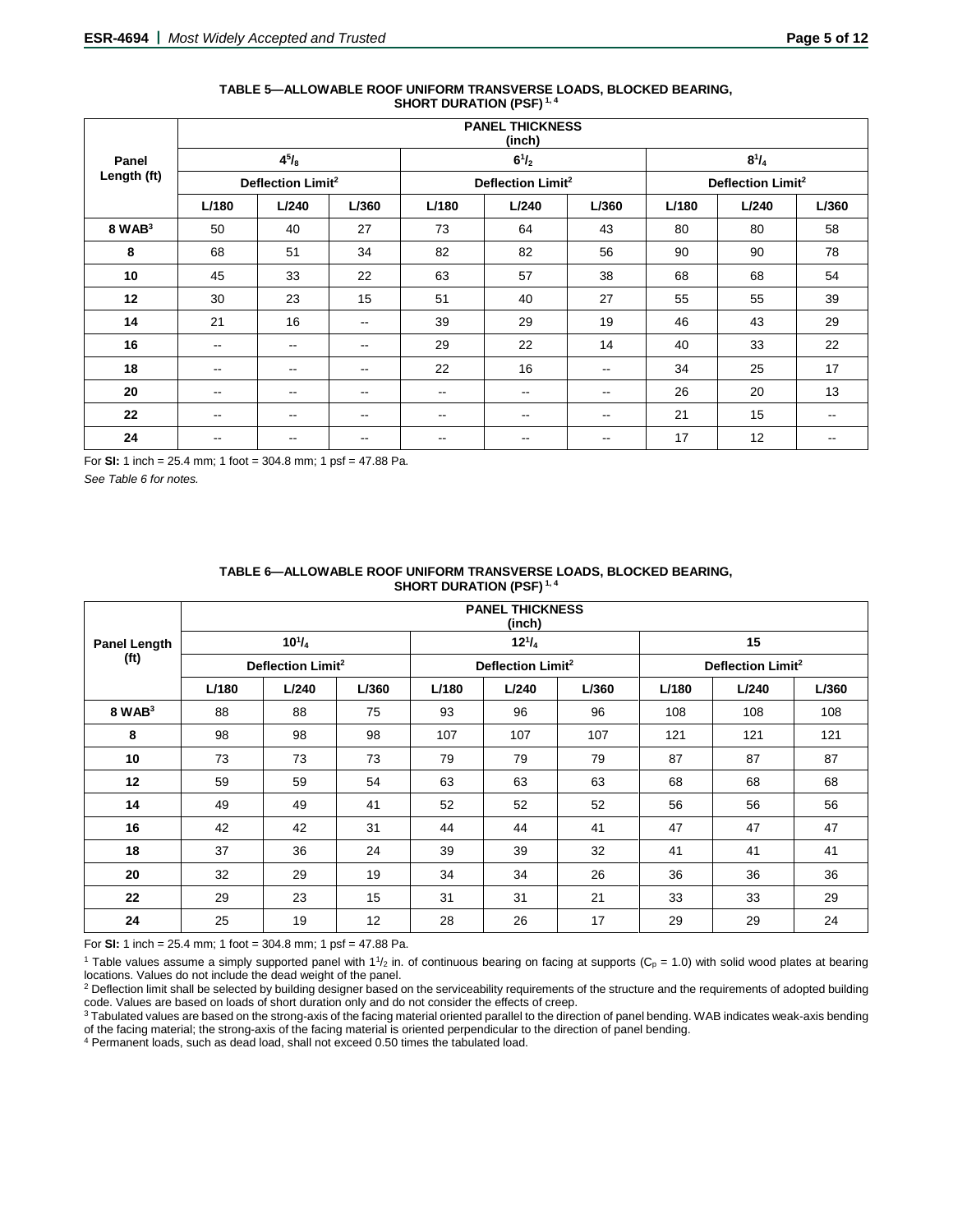**TABLE 5—ALLOWABLE ROOF UNIFORM TRANSVERSE LOADS, BLOCKED BEARING, SHORT DURATION (PSF)** [1, 4]

| Panel Length (ft) | PANEL THICKNESS (inch) | | | | | | | | |
|---|---|---|---|---|---|---|---|---|---|
| | $4^5/_8$ | | | $6^1/_2$ | | | $8^1/_4$ | | |
| | Deflection Limit[2] | | | Deflection Limit[2] | | | Deflection Limit[2] | | |
| | L/180 | L/240 | L/360 | L/180 | L/240 | L/360 | L/180 | L/240 | L/360 |
| 8 WAB[3] | 50 | 40 | 27 | 73 | 64 | 43 | 80 | 80 | 58 |
| 8 | 68 | 51 | 34 | 82 | 82 | 56 | 90 | 90 | 78 |
| 10 | 45 | 33 | 22 | 63 | 57 | 38 | 68 | 68 | 54 |
| 12 | 30 | 23 | 15 | 51 | 40 | 27 | 55 | 55 | 39 |
| 14 | 21 | 16 | -- | 39 | 29 | 19 | 46 | 43 | 29 |
| 16 | -- | -- | -- | 29 | 22 | 14 | 40 | 33 | 22 |
| 18 | -- | -- | -- | 22 | 16 | -- | 34 | 25 | 17 |
| 20 | -- | -- | -- | -- | -- | -- | 26 | 20 | 13 |
| 22 | -- | -- | -- | -- | -- | -- | 21 | 15 | -- |
| 24 | -- | -- | -- | -- | -- | -- | 17 | 12 | -- |

For **SI:** 1 inch = 25.4 mm; 1 foot = 304.8 mm; 1 psf = 47.88 Pa.

*See Table 6 for notes.*

**TABLE 6—ALLOWABLE ROOF UNIFORM TRANSVERSE LOADS, BLOCKED BEARING, SHORT DURATION (PSF)** [1, 4]

| Panel Length (ft) | PANEL THICKNESS (inch) | | | | | | | | |
|---|---|---|---|---|---|---|---|---|---|
| | $10^1/_4$ | | | $12^1/_4$ | | | 15 | | |
| | Deflection Limit[2] | | | Deflection Limit[2] | | | Deflection Limit[2] | | |
| | L/180 | L/240 | L/360 | L/180 | L/240 | L/360 | L/180 | L/240 | L/360 |
| 8 WAB[3] | 88 | 88 | 75 | 93 | 96 | 96 | 108 | 108 | 108 |
| 8 | 98 | 98 | 98 | 107 | 107 | 107 | 121 | 121 | 121 |
| 10 | 73 | 73 | 73 | 79 | 79 | 79 | 87 | 87 | 87 |
| 12 | 59 | 59 | 54 | 63 | 63 | 63 | 68 | 68 | 68 |
| 14 | 49 | 49 | 41 | 52 | 52 | 52 | 56 | 56 | 56 |
| 16 | 42 | 42 | 31 | 44 | 44 | 41 | 47 | 47 | 47 |
| 18 | 37 | 36 | 24 | 39 | 39 | 32 | 41 | 41 | 41 |
| 20 | 32 | 29 | 19 | 34 | 34 | 26 | 36 | 36 | 36 |
| 22 | 29 | 23 | 15 | 31 | 31 | 21 | 33 | 33 | 29 |
| 24 | 25 | 19 | 12 | 28 | 26 | 17 | 29 | 29 | 24 |

For **SI:** 1 inch = 25.4 mm; 1 foot = 304.8 mm; 1 psf = 47.88 Pa.

[1] Table values assume a simply supported panel with $1^1/_2$ in. of continuous bearing on facing at supports ($C_p$ = 1.0) with solid wood plates at bearing locations. Values do not include the dead weight of the panel.

[2] Deflection limit shall be selected by building designer based on the serviceability requirements of the structure and the requirements of adopted building code. Values are based on loads of short duration only and do not consider the effects of creep.

[3] Tabulated values are based on the strong-axis of the facing material oriented parallel to the direction of panel bending. WAB indicates weak-axis bending of the facing material; the strong-axis of the facing material is oriented perpendicular to the direction of panel bending.

[4] Permanent loads, such as dead load, shall not exceed 0.50 times the tabulated load.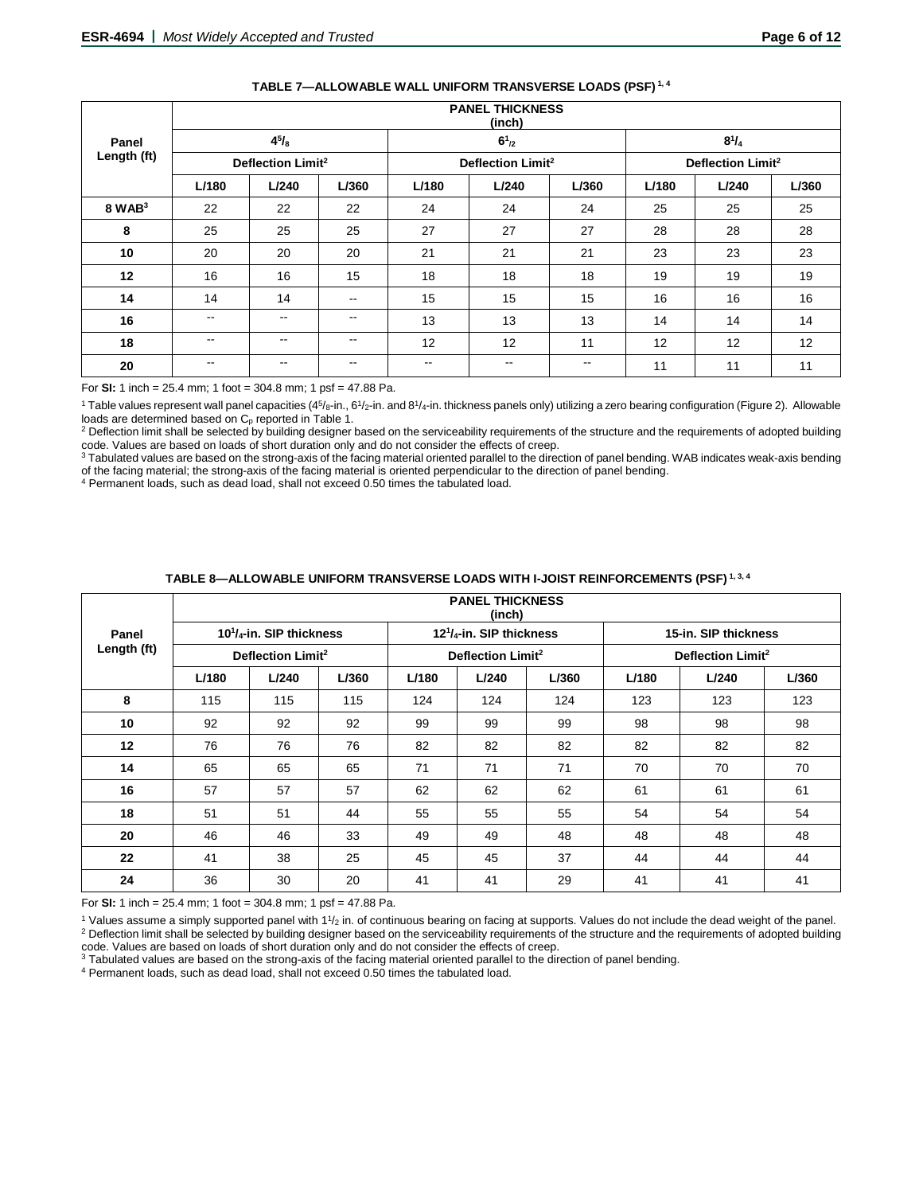**TABLE 7—ALLOWABLE WALL UNIFORM TRANSVERSE LOADS (PSF) [1, 4]**

| Panel Length (ft) | PANEL THICKNESS (inch) | | | | | | | | |
|---|---|---|---|---|---|---|---|---|---|
| | $4^5/_8$ | | | $6^1/_2$ | | | $8^1/_4$ | | |
| | Deflection Limit[2] | | | Deflection Limit[2] | | | Deflection Limit[2] | | |
| | L/180 | L/240 | L/360 | L/180 | L/240 | L/360 | L/180 | L/240 | L/360 |
| 8 WAB[3] | 22 | 22 | 22 | 24 | 24 | 24 | 25 | 25 | 25 |
| 8 | 25 | 25 | 25 | 27 | 27 | 27 | 28 | 28 | 28 |
| 10 | 20 | 20 | 20 | 21 | 21 | 21 | 23 | 23 | 23 |
| 12 | 16 | 16 | 15 | 18 | 18 | 18 | 19 | 19 | 19 |
| 14 | 14 | 14 | -- | 15 | 15 | 15 | 16 | 16 | 16 |
| 16 | -- | -- | -- | 13 | 13 | 13 | 14 | 14 | 14 |
| 18 | -- | -- | -- | 12 | 12 | 11 | 12 | 12 | 12 |
| 20 | -- | -- | -- | -- | -- | -- | 11 | 11 | 11 |

For **SI:** 1 inch = 25.4 mm; 1 foot = 304.8 mm; 1 psf = 47.88 Pa.

[1] Table values represent wall panel capacities ($4^5/_8$-in., $6^1/_2$-in. and $8^1/_4$-in. thickness panels only) utilizing a zero bearing configuration (Figure 2). Allowable loads are determined based on $C_p$ reported in Table 1.
[2] Deflection limit shall be selected by building designer based on the serviceability requirements of the structure and the requirements of adopted building code. Values are based on loads of short duration only and do not consider the effects of creep.
[3] Tabulated values are based on the strong-axis of the facing material oriented parallel to the direction of panel bending. WAB indicates weak-axis bending of the facing material; the strong-axis of the facing material is oriented perpendicular to the direction of panel bending.
[4] Permanent loads, such as dead load, shall not exceed 0.50 times the tabulated load.

**TABLE 8—ALLOWABLE UNIFORM TRANSVERSE LOADS WITH I-JOIST REINFORCEMENTS (PSF) [1, 3, 4]**

| Panel Length (ft) | PANEL THICKNESS (inch) | | | | | | | | |
|---|---|---|---|---|---|---|---|---|---|
| | $10^1/_4$-in. SIP thickness | | | $12^1/_4$-in. SIP thickness | | | 15-in. SIP thickness | | |
| | Deflection Limit[2] | | | Deflection Limit[2] | | | Deflection Limit[2] | | |
| | L/180 | L/240 | L/360 | L/180 | L/240 | L/360 | L/180 | L/240 | L/360 |
| 8 | 115 | 115 | 115 | 124 | 124 | 124 | 123 | 123 | 123 |
| 10 | 92 | 92 | 92 | 99 | 99 | 99 | 98 | 98 | 98 |
| 12 | 76 | 76 | 76 | 82 | 82 | 82 | 82 | 82 | 82 |
| 14 | 65 | 65 | 65 | 71 | 71 | 71 | 70 | 70 | 70 |
| 16 | 57 | 57 | 57 | 62 | 62 | 62 | 61 | 61 | 61 |
| 18 | 51 | 51 | 44 | 55 | 55 | 55 | 54 | 54 | 54 |
| 20 | 46 | 46 | 33 | 49 | 49 | 48 | 48 | 48 | 48 |
| 22 | 41 | 38 | 25 | 45 | 45 | 37 | 44 | 44 | 44 |
| 24 | 36 | 30 | 20 | 41 | 41 | 29 | 41 | 41 | 41 |

For **SI:** 1 inch = 25.4 mm; 1 foot = 304.8 mm; 1 psf = 47.88 Pa.

[1] Values assume a simply supported panel with $1^1/_2$ in. of continuous bearing on facing at supports. Values do not include the dead weight of the panel.
[2] Deflection limit shall be selected by building designer based on the serviceability requirements of the structure and the requirements of adopted building code. Values are based on loads of short duration only and do not consider the effects of creep.
[3] Tabulated values are based on the strong-axis of the facing material oriented parallel to the direction of panel bending.
[4] Permanent loads, such as dead load, shall not exceed 0.50 times the tabulated load.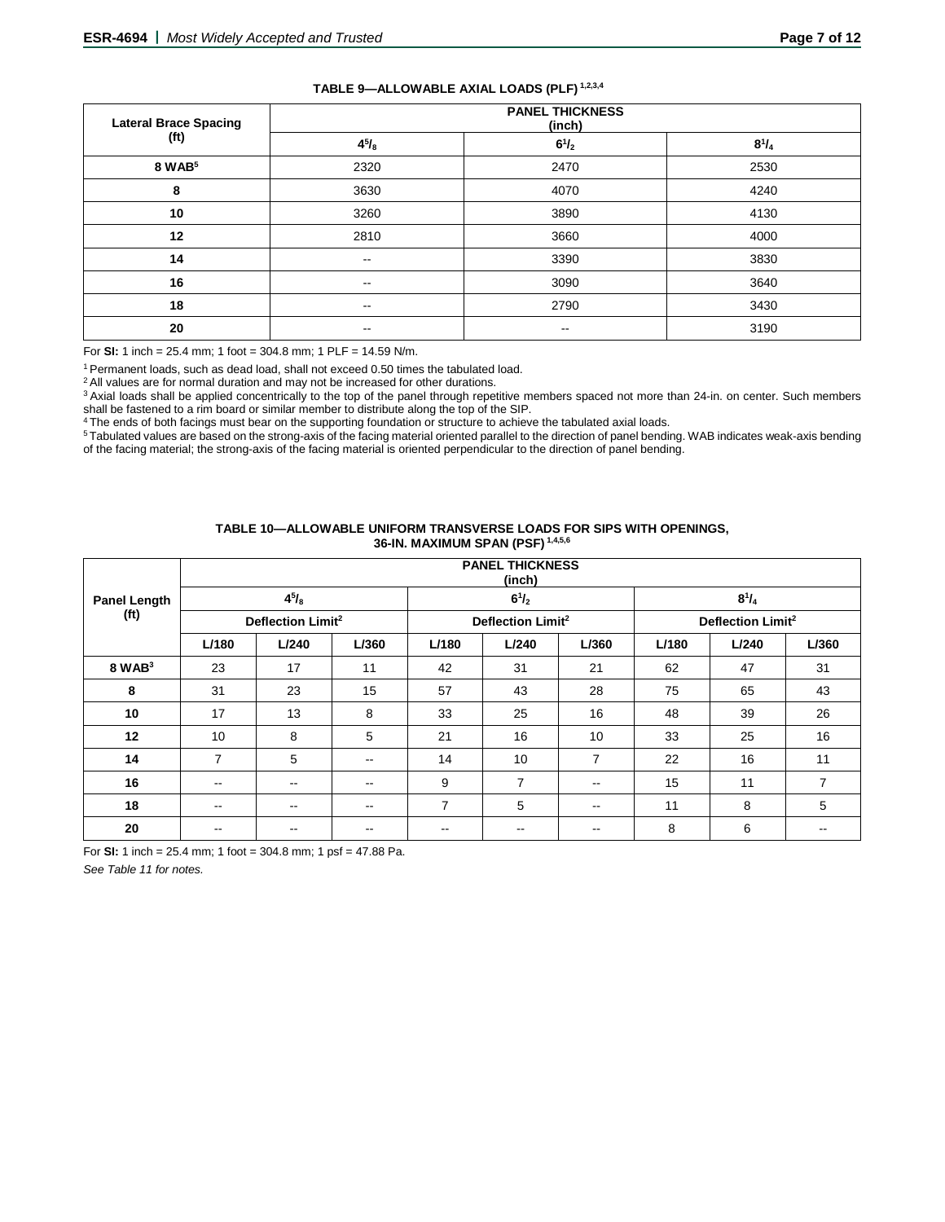**TABLE 9—ALLOWABLE AXIAL LOADS (PLF) [1,2,3,4]**

| Lateral Brace Spacing (ft) | PANEL THICKNESS (inch) | | |
|---|---|---|---|
| | $4^5/_8$ | $6^1/_2$ | $8^1/_4$ |
| 8 WAB[5] | 2320 | 2470 | 2530 |
| 8 | 3630 | 4070 | 4240 |
| 10 | 3260 | 3890 | 4130 |
| 12 | 2810 | 3660 | 4000 |
| 14 | -- | 3390 | 3830 |
| 16 | -- | 3090 | 3640 |
| 18 | -- | 2790 | 3430 |
| 20 | -- | -- | 3190 |

For **SI:** 1 inch = 25.4 mm; 1 foot = 304.8 mm; 1 PLF = 14.59 N/m.

[1] Permanent loads, such as dead load, shall not exceed 0.50 times the tabulated load.

[2] All values are for normal duration and may not be increased for other durations.

[3] Axial loads shall be applied concentrically to the top of the panel through repetitive members spaced not more than 24-in. on center. Such members shall be fastened to a rim board or similar member to distribute along the top of the SIP.

[4] The ends of both facings must bear on the supporting foundation or structure to achieve the tabulated axial loads.

[5] Tabulated values are based on the strong-axis of the facing material oriented parallel to the direction of panel bending. WAB indicates weak-axis bending of the facing material; the strong-axis of the facing material is oriented perpendicular to the direction of panel bending.

**TABLE 10—ALLOWABLE UNIFORM TRANSVERSE LOADS FOR SIPS WITH OPENINGS, 36-IN. MAXIMUM SPAN (PSF) [1,4,5,6]**

| Panel Length (ft) | PANEL THICKNESS (inch) | | | | | | | | |
|---|---|---|---|---|---|---|---|---|---|
| | $4^5/_8$ | | | $6^1/_2$ | | | $8^1/_4$ | | |
| | Deflection Limit[2] | | | Deflection Limit[2] | | | Deflection Limit[2] | | |
| | L/180 | L/240 | L/360 | L/180 | L/240 | L/360 | L/180 | L/240 | L/360 |
| 8 WAB[3] | 23 | 17 | 11 | 42 | 31 | 21 | 62 | 47 | 31 |
| 8 | 31 | 23 | 15 | 57 | 43 | 28 | 75 | 65 | 43 |
| 10 | 17 | 13 | 8 | 33 | 25 | 16 | 48 | 39 | 26 |
| 12 | 10 | 8 | 5 | 21 | 16 | 10 | 33 | 25 | 16 |
| 14 | 7 | 5 | -- | 14 | 10 | 7 | 22 | 16 | 11 |
| 16 | -- | -- | -- | 9 | 7 | -- | 15 | 11 | 7 |
| 18 | -- | -- | -- | 7 | 5 | -- | 11 | 8 | 5 |
| 20 | -- | -- | -- | -- | -- | -- | 8 | 6 | -- |

For **SI:** 1 inch = 25.4 mm; 1 foot = 304.8 mm; 1 psf = 47.88 Pa.

*See Table 11 for notes.*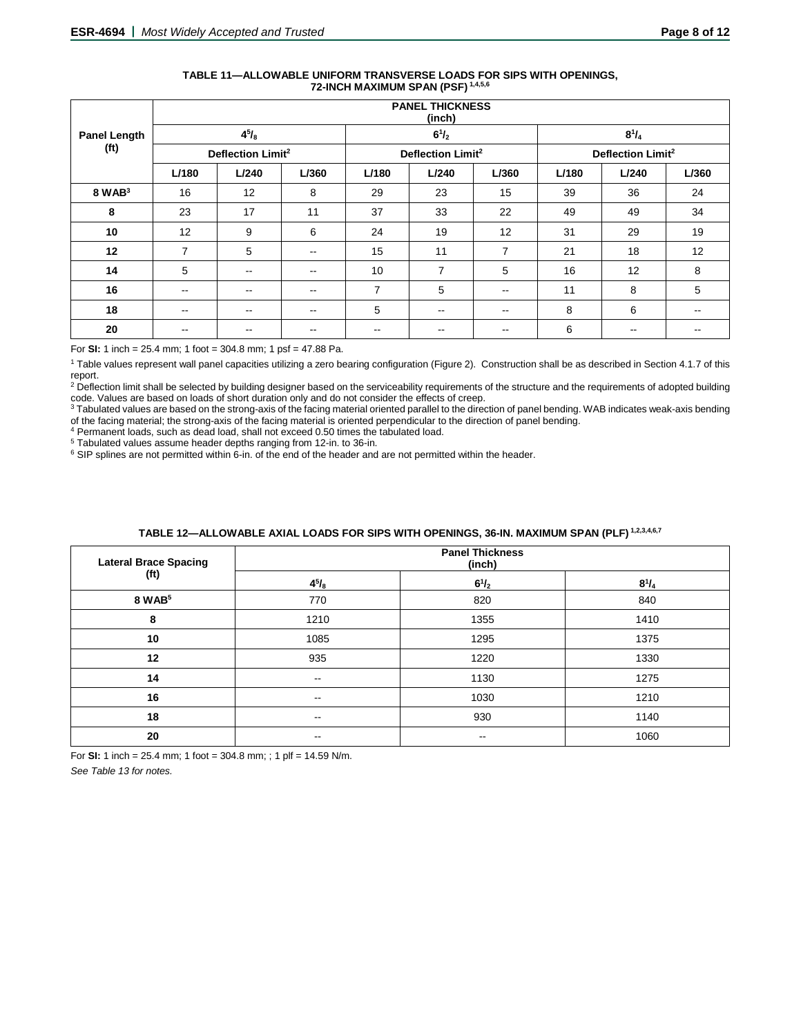**TABLE 11—ALLOWABLE UNIFORM TRANSVERSE LOADS FOR SIPS WITH OPENINGS, 72-INCH MAXIMUM SPAN (PSF) [1,4,5,6]**

| Panel Length (ft) | PANEL THICKNESS (inch) | | | | | | | | |
|---|---|---|---|---|---|---|---|---|---|
| | $4^5/_8$ | | | $6^1/_2$ | | | $8^1/_4$ | | |
| | Deflection Limit[2] | | | Deflection Limit[2] | | | Deflection Limit[2] | | |
| | L/180 | L/240 | L/360 | L/180 | L/240 | L/360 | L/180 | L/240 | L/360 |
| **8 WAB[3]** | 16 | 12 | 8 | 29 | 23 | 15 | 39 | 36 | 24 |
| **8** | 23 | 17 | 11 | 37 | 33 | 22 | 49 | 49 | 34 |
| **10** | 12 | 9 | 6 | 24 | 19 | 12 | 31 | 29 | 19 |
| **12** | 7 | 5 | -- | 15 | 11 | 7 | 21 | 18 | 12 |
| **14** | 5 | -- | -- | 10 | 7 | 5 | 16 | 12 | 8 |
| **16** | -- | -- | -- | 7 | 5 | -- | 11 | 8 | 5 |
| **18** | -- | -- | -- | 5 | -- | -- | 8 | 6 | -- |
| **20** | -- | -- | -- | -- | -- | -- | 6 | -- | -- |

For **SI:** 1 inch = 25.4 mm; 1 foot = 304.8 mm; 1 psf = 47.88 Pa.

[1] Table values represent wall panel capacities utilizing a zero bearing configuration (Figure 2). Construction shall be as described in Section 4.1.7 of this report.

[2] Deflection limit shall be selected by building designer based on the serviceability requirements of the structure and the requirements of adopted building code. Values are based on loads of short duration only and do not consider the effects of creep.

[3] Tabulated values are based on the strong-axis of the facing material oriented parallel to the direction of panel bending. WAB indicates weak-axis bending of the facing material; the strong-axis of the facing material is oriented perpendicular to the direction of panel bending.

[4] Permanent loads, such as dead load, shall not exceed 0.50 times the tabulated load.

[5] Tabulated values assume header depths ranging from 12-in. to 36-in.

[6] SIP splines are not permitted within 6-in. of the end of the header and are not permitted within the header.

**TABLE 12—ALLOWABLE AXIAL LOADS FOR SIPS WITH OPENINGS, 36-IN. MAXIMUM SPAN (PLF) [1,2,3,4,6,7]**

| Lateral Brace Spacing (ft) | Panel Thickness (inch) | | |
|---|---|---|---|
| | $4^5/_8$ | $6^1/_2$ | $8^1/_4$ |
| **8 WAB[5]** | 770 | 820 | 840 |
| **8** | 1210 | 1355 | 1410 |
| **10** | 1085 | 1295 | 1375 |
| **12** | 935 | 1220 | 1330 |
| **14** | -- | 1130 | 1275 |
| **16** | -- | 1030 | 1210 |
| **18** | -- | 930 | 1140 |
| **20** | -- | -- | 1060 |

For **SI:** 1 inch = 25.4 mm; 1 foot = 304.8 mm; ; 1 plf = 14.59 N/m.

*See Table 13 for notes.*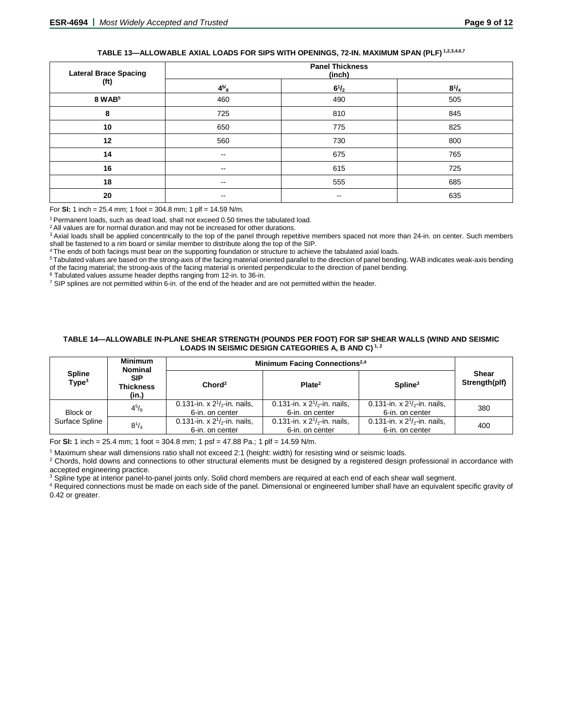**TABLE 13—ALLOWABLE AXIAL LOADS FOR SIPS WITH OPENINGS, 72-IN. MAXIMUM SPAN (PLF)[1,2,3,4,6,7]**

| Lateral Brace Spacing (ft) | Panel Thickness (inch) | | |
|---|---|---|---|
| | $4^{5}/_{8}$ | $6^{1}/_{2}$ | $8^{1}/_{4}$ |
| 8 WAB[5] | 460 | 490 | 505 |
| 8 | 725 | 810 | 845 |
| 10 | 650 | 775 | 825 |
| 12 | 560 | 730 | 800 |
| 14 | -- | 675 | 765 |
| 16 | -- | 615 | 725 |
| 18 | -- | 555 | 685 |
| 20 | -- | -- | 635 |

For **SI:** 1 inch = 25.4 mm; 1 foot = 304.8 mm; 1 plf = 14.59 N/m.

[1] Permanent loads, such as dead load, shall not exceed 0.50 times the tabulated load.

[2] All values are for normal duration and may not be increased for other durations.

[3] Axial loads shall be applied concentrically to the top of the panel through repetitive members spaced not more than 24-in. on center. Such members shall be fastened to a rim board or similar member to distribute along the top of the SIP.

[4] The ends of both facings must bear on the supporting foundation or structure to achieve the tabulated axial loads.

[5] Tabulated values are based on the strong-axis of the facing material oriented parallel to the direction of panel bending. WAB indicates weak-axis bending of the facing material; the strong-axis of the facing material is oriented perpendicular to the direction of panel bending.

[6] Tabulated values assume header depths ranging from 12-in. to 36-in.

[7] SIP splines are not permitted within 6-in. of the end of the header and are not permitted within the header.

**TABLE 14—ALLOWABLE IN-PLANE SHEAR STRENGTH (POUNDS PER FOOT) FOR SIP SHEAR WALLS (WIND AND SEISMIC LOADS IN SEISMIC DESIGN CATEGORIES A, B AND C)[1, 2]**

| Spline Type[3] | Minimum Nominal SIP Thickness (in.) | Minimum Facing Connections[2,4] | | | Shear Strength(plf) |
|---|---|---|---|---|---|
| | | Chord[2] | Plate[2] | Spline[3] | |
| Block or Surface Spline | $4^{5}/_{8}$ | 0.131-in. x $2^{1}/_{2}$-in. nails, 6-in. on center | 0.131-in. x $2^{1}/_{2}$-in. nails, 6-in. on center | 0.131-in. x $2^{1}/_{2}$-in. nails, 6-in. on center | 380 |
| | $8^{1}/_{4}$ | 0.131-in. x $2^{1}/_{2}$-in. nails, 6-in. on center | 0.131-in. x $2^{1}/_{2}$-in. nails, 6-in. on center | 0.131-in. x $2^{1}/_{2}$-in. nails, 6-in. on center | 400 |

For **SI:** 1 inch = 25.4 mm; 1 foot = 304.8 mm; 1 psf = 47.88 Pa.; 1 plf = 14.59 N/m.

[1] Maximum shear wall dimensions ratio shall not exceed 2:1 (height: width) for resisting wind or seismic loads.

[2] Chords, hold downs and connections to other structural elements must be designed by a registered design professional in accordance with accepted engineering practice.

[3] Spline type at interior panel-to-panel joints only. Solid chord members are required at each end of each shear wall segment.

[4] Required connections must be made on each side of the panel. Dimensional or engineered lumber shall have an equivalent specific gravity of 0.42 or greater.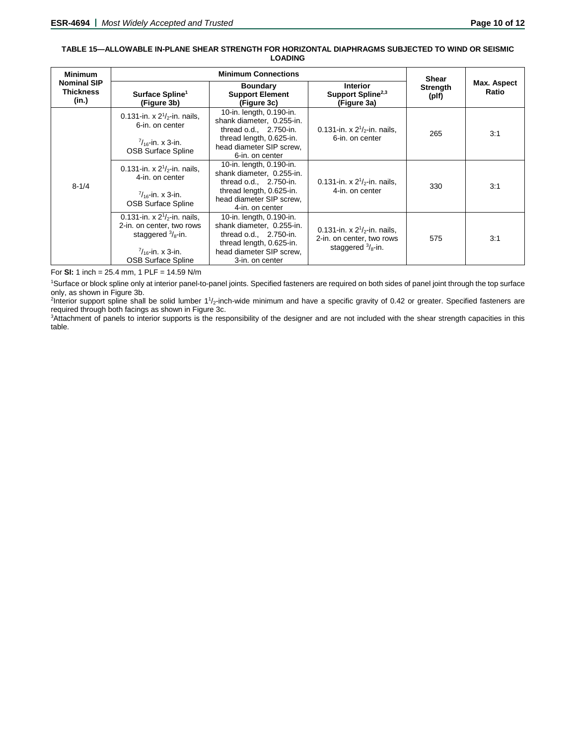**TABLE 15—ALLOWABLE IN-PLANE SHEAR STRENGTH FOR HORIZONTAL DIAPHRAGMS SUBJECTED TO WIND OR SEISMIC LOADING**

| Minimum Nominal SIP Thickness (in.) | Minimum Connections | | | Shear Strength (plf) | Max. Aspect Ratio |
|---|---|---|---|---|---|
| | Surface Spline[1] (Figure 3b) | Boundary Support Element (Figure 3c) | Interior Support Spline[2,3] (Figure 3a) | | |
| 8-1/4 | 0.131-in. x $2^1/_2$-in. nails, 6-in. on center<br><br>$^7/_{16}$-in. x 3-in. OSB Surface Spline | 10-in. length, 0.190-in. shank diameter, 0.255-in. thread o.d., 2.750-in. thread length, 0.625-in. head diameter SIP screw, 6-in. on center | 0.131-in. x $2^1/_2$-in. nails, 6-in. on center | 265 | 3:1 |
| | 0.131-in. x $2^1/_2$-in. nails, 4-in. on center<br><br>$^7/_{16}$-in. x 3-in. OSB Surface Spline | 10-in. length, 0.190-in. shank diameter, 0.255-in. thread o.d., 2.750-in. thread length, 0.625-in. head diameter SIP screw, 4-in. on center | 0.131-in. x $2^1/_2$-in. nails, 4-in. on center | 330 | 3:1 |
| | 0.131-in. x $2^1/_2$-in. nails, 2-in. on center, two rows staggered $^3/_8$-in.<br><br>$^7/_{16}$-in. x 3-in. OSB Surface Spline | 10-in. length, 0.190-in. shank diameter, 0.255-in. thread o.d., 2.750-in. thread length, 0.625-in. head diameter SIP screw, 3-in. on center | 0.131-in. x $2^1/_2$-in. nails, 2-in. on center, two rows staggered $^3/_8$-in. | 575 | 3:1 |

For **SI:** 1 inch = 25.4 mm, 1 PLF = 14.59 N/m

[1]Surface or block spline only at interior panel-to-panel joints. Specified fasteners are required on both sides of panel joint through the top surface only, as shown in Figure 3b.

[2]Interior support spline shall be solid lumber $1^1/_2$-inch-wide minimum and have a specific gravity of 0.42 or greater. Specified fasteners are required through both facings as shown in Figure 3c.

[3]Attachment of panels to interior supports is the responsibility of the designer and are not included with the shear strength capacities in this table.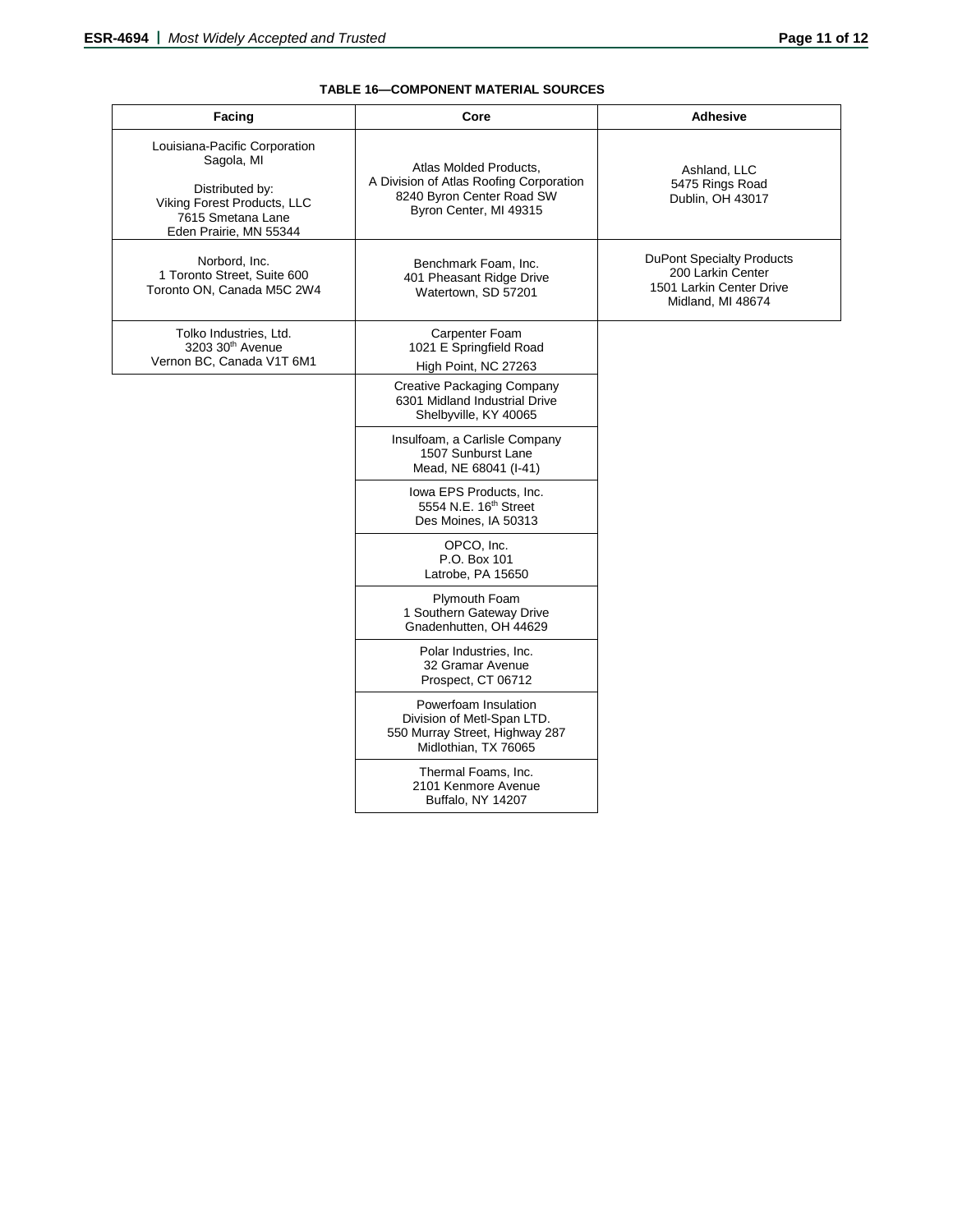**TABLE 16—COMPONENT MATERIAL SOURCES**

| Facing | Core | Adhesive |
|---|---|---|
| Louisiana-Pacific Corporation<br>Sagola, MI<br><br>Distributed by:<br>Viking Forest Products, LLC<br>7615 Smetana Lane<br>Eden Prairie, MN 55344 | Atlas Molded Products,<br>A Division of Atlas Roofing Corporation<br>8240 Byron Center Road SW<br>Byron Center, MI 49315 | Ashland, LLC<br>5475 Rings Road<br>Dublin, OH 43017 |
| Norbord, Inc.<br>1 Toronto Street, Suite 600<br>Toronto ON, Canada M5C 2W4 | Benchmark Foam, Inc.<br>401 Pheasant Ridge Drive<br>Watertown, SD 57201 | DuPont Specialty Products<br>200 Larkin Center<br>1501 Larkin Center Drive<br>Midland, MI 48674 |
| Tolko Industries, Ltd.<br>3203 30th Avenue<br>Vernon BC, Canada V1T 6M1 | Carpenter Foam<br>1021 E Springfield Road<br>High Point, NC 27263 | |
| | Creative Packaging Company<br>6301 Midland Industrial Drive<br>Shelbyville, KY 40065 | |
| | Insulfoam, a Carlisle Company<br>1507 Sunburst Lane<br>Mead, NE 68041 (I-41) | |
| | Iowa EPS Products, Inc.<br>5554 N.E. 16th Street<br>Des Moines, IA 50313 | |
| | OPCO, Inc.<br>P.O. Box 101<br>Latrobe, PA 15650 | |
| | Plymouth Foam<br>1 Southern Gateway Drive<br>Gnadenhutten, OH 44629 | |
| | Polar Industries, Inc.<br>32 Gramar Avenue<br>Prospect, CT 06712 | |
| | Powerfoam Insulation<br>Division of Metl-Span LTD.<br>550 Murray Street, Highway 287<br>Midlothian, TX 76065 | |
| | Thermal Foams, Inc.<br>2101 Kenmore Avenue<br>Buffalo, NY 14207 | |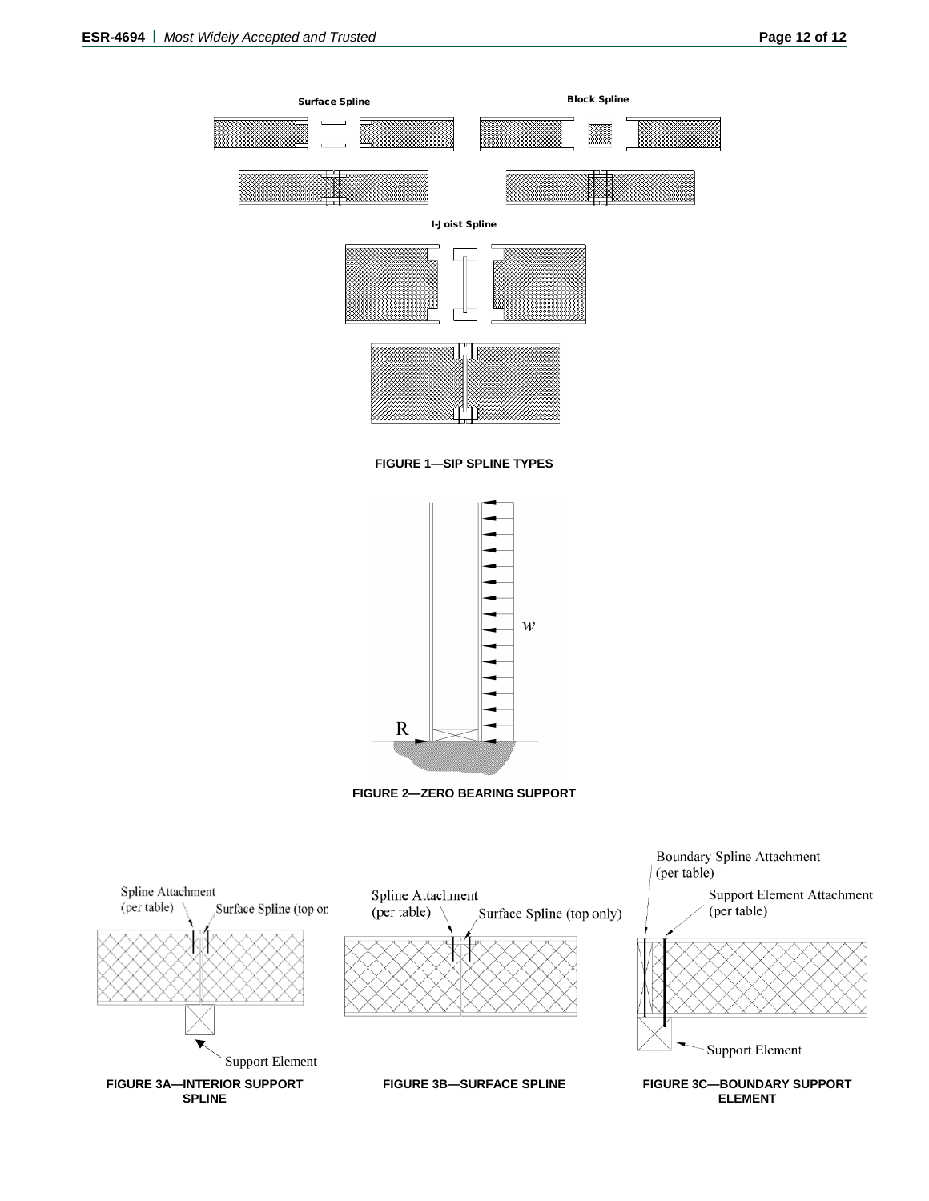Surface Spline

Block Spline

I-Joist Spline

**FIGURE 1—SIP SPLINE TYPES**

$w$

R

**FIGURE 2—ZERO BEARING SUPPORT**

Spline Attachment (per table)

Surface Spline (top on

Support Element

**FIGURE 3A—INTERIOR SUPPORT SPLINE**

Spline Attachment (per table)

Surface Spline (top only)

**FIGURE 3B—SURFACE SPLINE**

Boundary Spline Attachment (per table)

Support Element Attachment (per table)

Support Element

**FIGURE 3C—BOUNDARY SUPPORT ELEMENT**